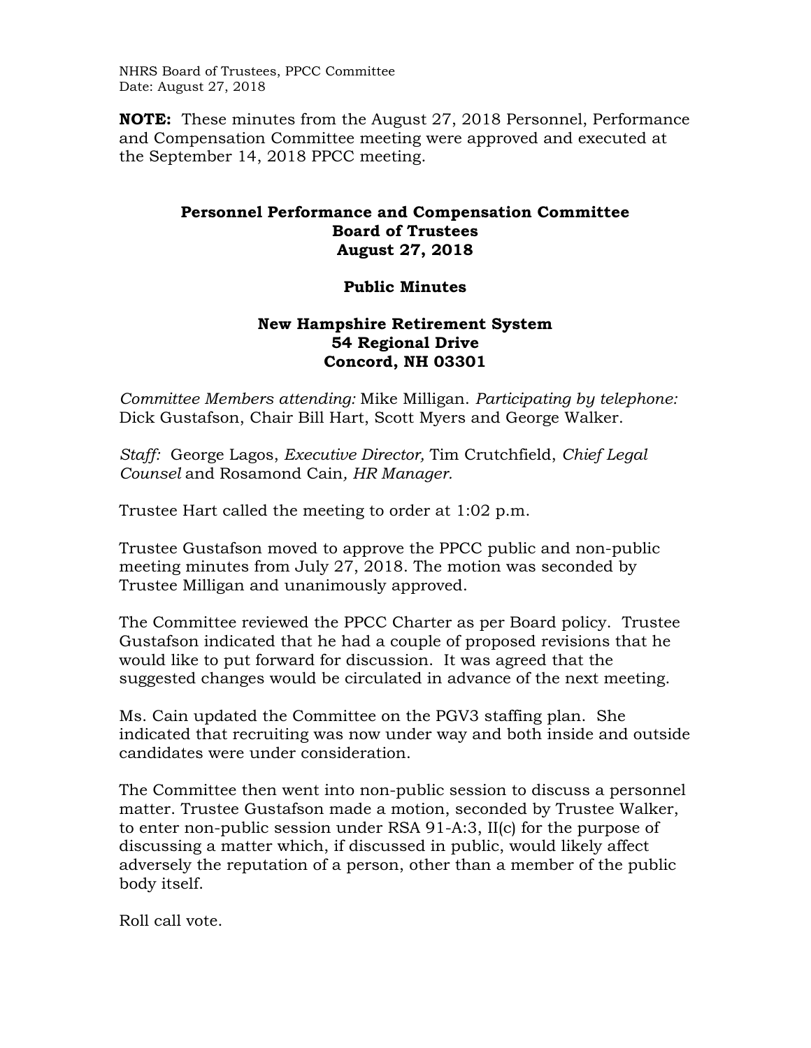NHRS Board of Trustees, PPCC Committee
Date: August 27, 2018

**NOTE:** These minutes from the August 27, 2018 Personnel, Performance and Compensation Committee meeting were approved and executed at the September 14, 2018 PPCC meeting.

# Personnel Performance and Compensation Committee
## Board of Trustees
## August 27, 2018

## Public Minutes

## New Hampshire Retirement System
## 54 Regional Drive
## Concord, NH 03301

*Committee Members attending:* Mike Milligan. *Participating by telephone:* Dick Gustafson, Chair Bill Hart, Scott Myers and George Walker.

*Staff:* George Lagos, *Executive Director,* Tim Crutchfield, *Chief Legal Counsel* and Rosamond Cain, *HR Manager.*

Trustee Hart called the meeting to order at 1:02 p.m.

Trustee Gustafson moved to approve the PPCC public and non-public meeting minutes from July 27, 2018. The motion was seconded by Trustee Milligan and unanimously approved.

The Committee reviewed the PPCC Charter as per Board policy. Trustee Gustafson indicated that he had a couple of proposed revisions that he would like to put forward for discussion. It was agreed that the suggested changes would be circulated in advance of the next meeting.

Ms. Cain updated the Committee on the PGV3 staffing plan. She indicated that recruiting was now under way and both inside and outside candidates were under consideration.

The Committee then went into non-public session to discuss a personnel matter. Trustee Gustafson made a motion, seconded by Trustee Walker, to enter non-public session under RSA 91-A:3, II(c) for the purpose of discussing a matter which, if discussed in public, would likely affect adversely the reputation of a person, other than a member of the public body itself.

Roll call vote.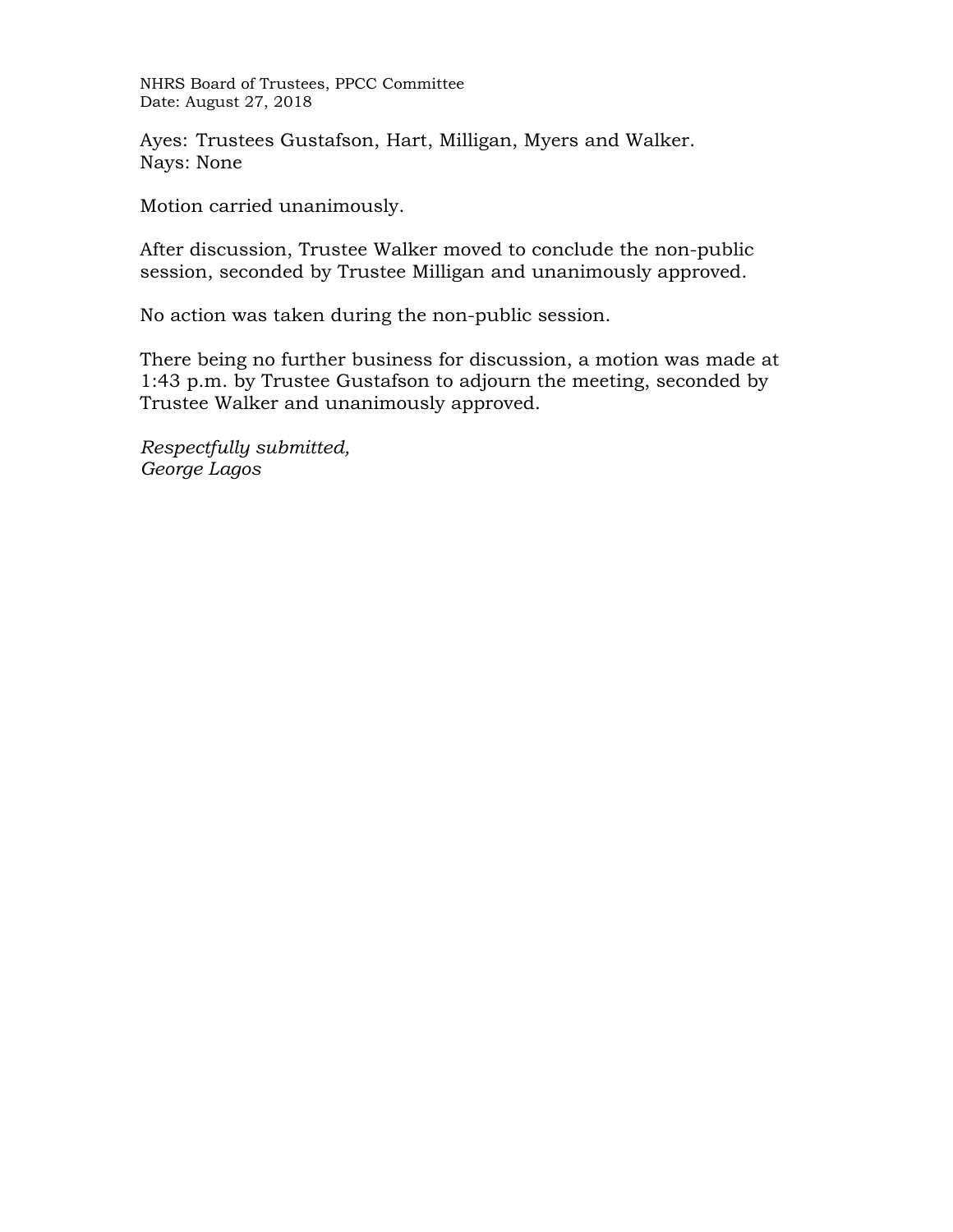Ayes: Trustees Gustafson, Hart, Milligan, Myers and Walker.
Nays: None

Motion carried unanimously.

After discussion, Trustee Walker moved to conclude the non-public session, seconded by Trustee Milligan and unanimously approved.

No action was taken during the non-public session.

There being no further business for discussion, a motion was made at 1:43 p.m. by Trustee Gustafson to adjourn the meeting, seconded by Trustee Walker and unanimously approved.

*Respectfully submitted,*
*George Lagos*